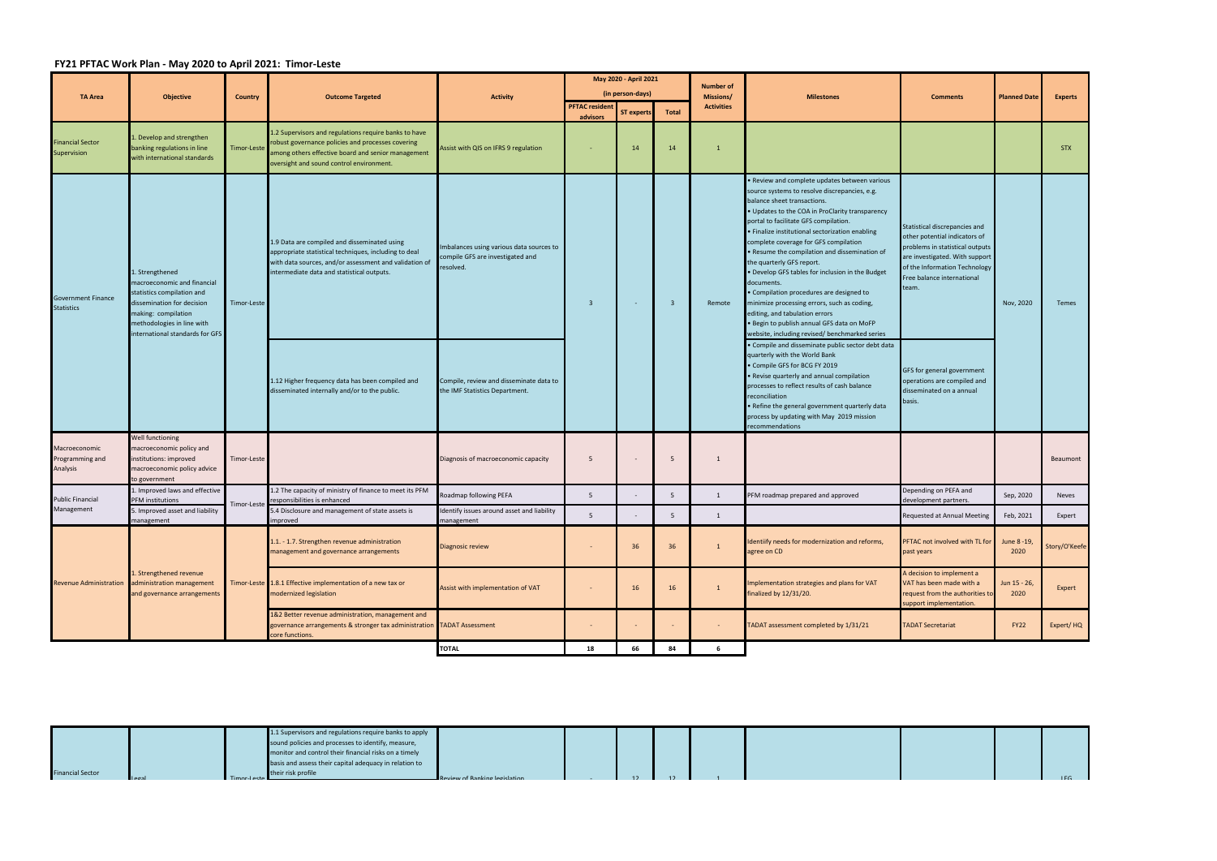## FY21 PFTAC Work Plan - May 2020 to April 2021: Timor-Leste

| TA Area | Objective | Country | Outcome Targeted | Activity | May 2020 - April 2021 (in person-days) | | | Number of Missions/ Activities | Milestones | Comments | Planned Date | Experts |
|---|---|---|---|---|---|---|---|---|---|---|---|---|
| | | | | | PFTAC resident advisors | ST experts | Total | | | | | |
| Financial Sector Supervision | 1. Develop and strengthen banking regulations in line with international standards | Timor-Leste | 1.2 Supervisors and regulations require banks to have robust governance policies and processes covering among others effective board and senior management oversight and sound control environment. | Assist with QIS on IFRS 9 regulation | - | 14 | 14 | 1 | | | | STX |
| Government Finance Statistics | 1. Strengthened macroeconomic and financial statistics compilation and dissemination for decision making: compilation methodologies in line with international standards for GFS | Timor-Leste | 1.9 Data are compiled and disseminated using appropriate statistical techniques, including to deal with data sources, and/or assessment and validation of intermediate data and statistical outputs. | Imbalances using various data sources to compile GFS are investigated and resolved. | 3 | - | 3 | Remote | • Review and complete updates between various source systems to resolve discrepancies, e.g. balance sheet transactions.<br>• Updates to the COA in ProClarity transparency portal to facilitate GFS compilation.<br>• Finalize institutional sectorization enabling complete coverage for GFS compilation<br>• Resume the compilation and dissemination of the quarterly GFS report.<br>• Develop GFS tables for inclusion in the Budget documents.<br>• Compilation procedures are designed to minimize processing errors, such as coding, editing, and tabulation errors<br>• Begin to publish annual GFS data on MoFP website, including revised/ benchmarked series | Statistical discrepancies and other potential indicators of problems in statistical outputs are investigated. With support of the Information Technology Free balance international team. | Nov, 2020 | Temes |
| | | | 1.12 Higher frequency data has been compiled and disseminated internally and/or to the public. | Compile, review and disseminate data to the IMF Statistics Department. | | | | | • Compile and disseminate public sector debt data quarterly with the World Bank<br>• Compile GFS for BCG FY 2019<br>• Revise quarterly and annual compilation processes to reflect results of cash balance reconciliation<br>• Refine the general government quarterly data process by updating with May 2019 mission recommendations | GFS for general government operations are compiled and disseminated on a annual basis. | | |
| Macroeconomic Programming and Analysis | Well functioning macroeconomic policy and institutions: improved macroeconomic policy advice to government | Timor-Leste | | Diagnosis of macroeconomic capacity | 5 | - | 5 | 1 | | | | Beaumont |
| Public Financial Management | 1. Improved laws and effective PFM institutions | Timor-Leste | 1.2 The capacity of ministry of finance to meet its PFM responsibilities is enhanced | Roadmap following PEFA | 5 | - | 5 | 1 | PFM roadmap prepared and approved | Depending on PEFA and development partners. | Sep, 2020 | Neves |
| | 5. Improved asset and liability management | | 5.4 Disclosure and management of state assets is improved | Identify issues around asset and liability management | 5 | - | 5 | 1 | | Requested at Annual Meeting | Feb, 2021 | Expert |
| Revenue Administration | 1. Strengthened revenue administration management and governance arrangements | Timor-Leste | 1.1. - 1.7. Strengthen revenue administration management and governance arrangements | Diagnosic review | - | 36 | 36 | 1 | Identiify needs for modernization and reforms, agree on CD | PFTAC not involved with TL for past years | June 8 -19, 2020 | Story/O'Keefe |
| | | | 1.8.1 Effective implementation of a new tax or modernized legislation | Assist with implementation of VAT | - | 16 | 16 | 1 | Implementation strategies and plans for VAT finalized by 12/31/20. | A decision to implement a VAT has been made with a request from the authorities to support implementation. | Jun 15 - 26, 2020 | Expert |
| | | | 1&2 Better revenue administration, management and governance arrangements & stronger tax administration core functions. | TADAT Assessment | - | - | - | - | TADAT assessment completed by 1/31/21 | TADAT Secretariat | FY22 | Expert/ HQ |
| | | | | **TOTAL** | **18** | **66** | **84** | **6** | | | | |

| | | | | | | | | | | | | |
|---|---|---|---|---|---|---|---|---|---|---|---|---|
| Financial Sector | Legal | Timor-Leste | 1.1 Supervisors and regulations require banks to apply sound policies and processes to identify, measure, monitor and control their financial risks on a timely basis and assess their capital adequacy in relation to their risk profile | Review of Banking legislation | - | 12 | 12 | 1 | | | | LEG |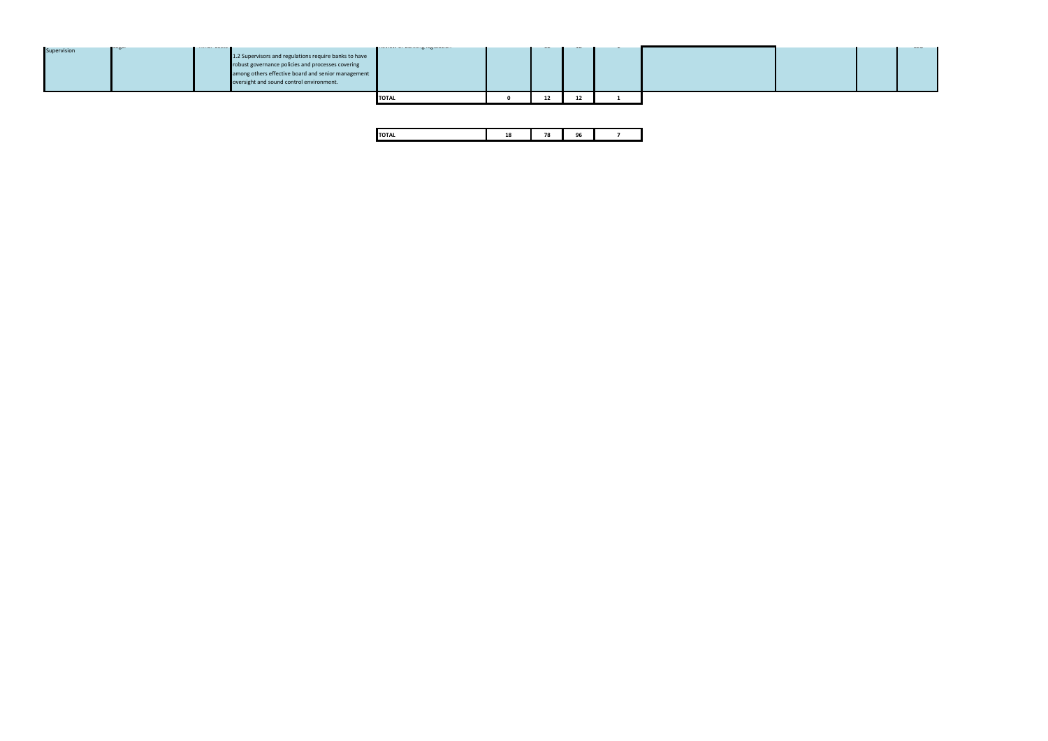| | | | | | | | | | | | | |
|---|---|---|---|---|---|---|---|---|---|---|---|---|
| Supervision | | | 1.2 Supervisors and regulations require banks to have robust governance policies and processes covering among others effective board and senior management oversight and sound control environment. | | | | | | | | | |
| | | | | TOTAL | 0 | 12 | 12 | 1 | | | | |
| | | | | | | | | | | | | |
| | | | | TOTAL | 18 | 78 | 96 | 7 | | | | |